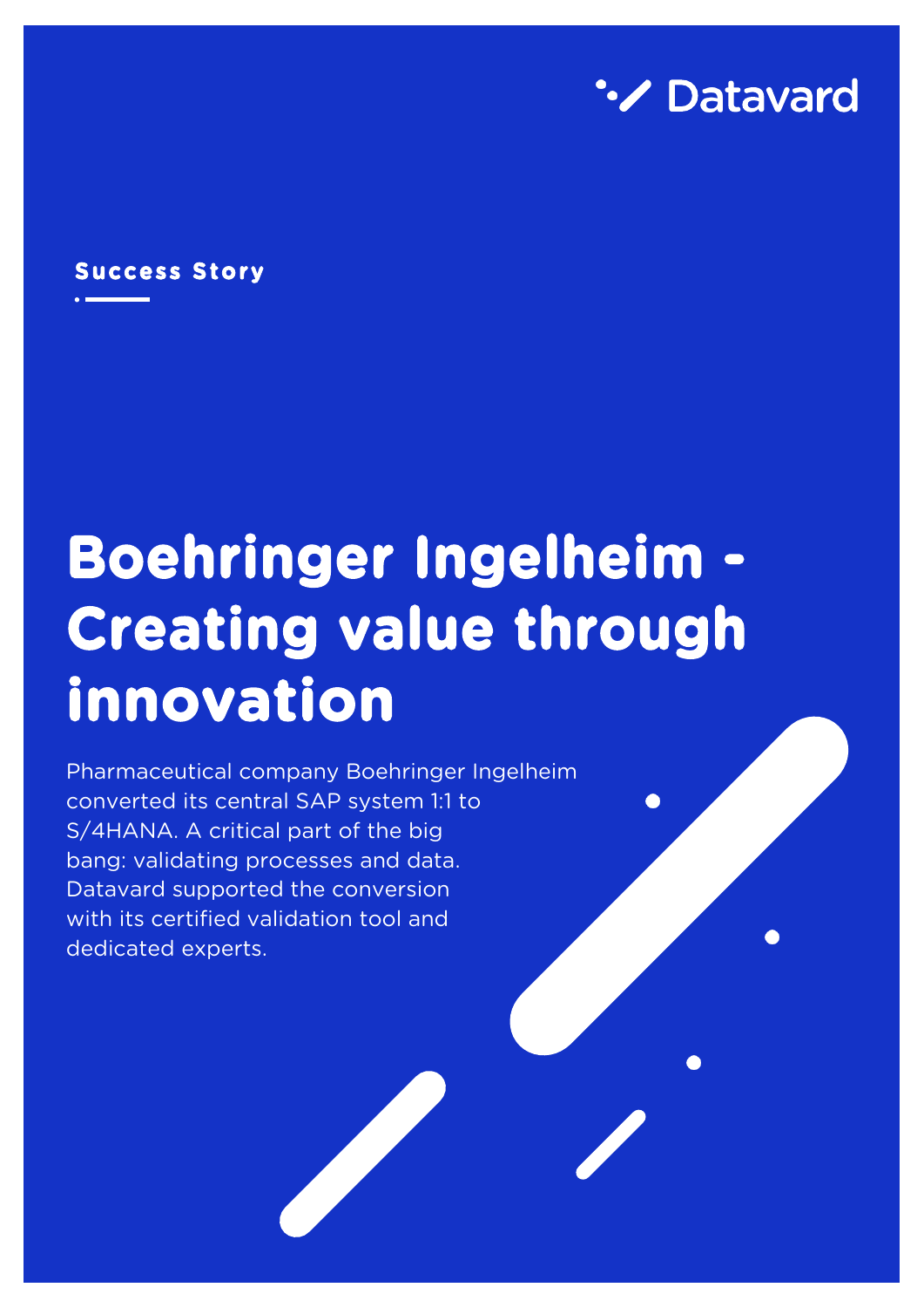Datavard

**Success Story**

# Boehringer Ingelheim - Creating value through innovation

Pharmaceutical company Boehringer Ingelheim converted its central SAP system 1:1 to S/4HANA. A critical part of the big bang: validating processes and data. Datavard supported the conversion with its certified validation tool and dedicated experts.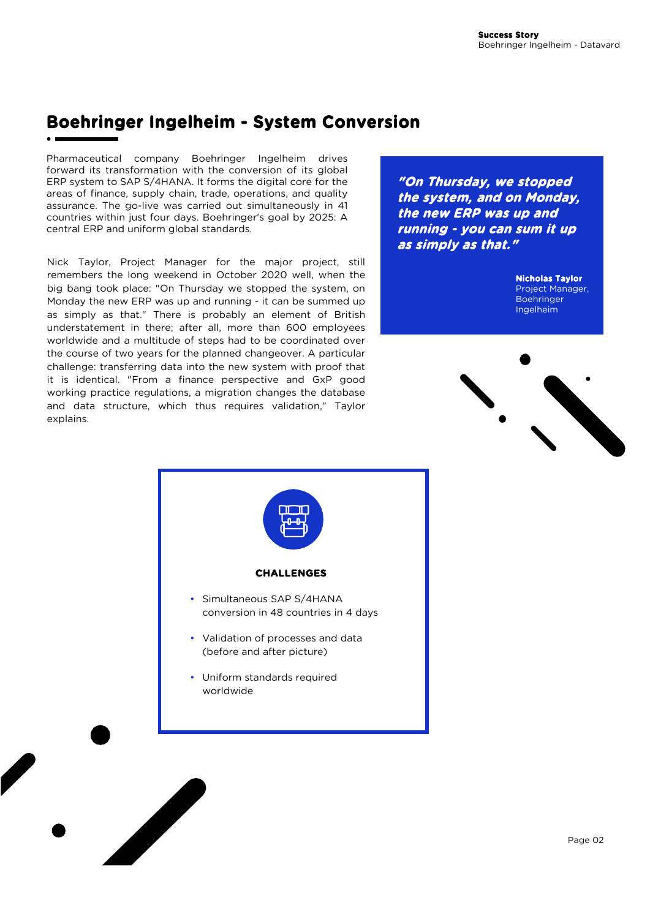# Boehringer Ingelheim - System Conversion

Pharmaceutical company Boehringer Ingelheim drives forward its transformation with the conversion of its global ERP system to SAP S/4HANA. It forms the digital core for the areas of finance, supply chain, trade, operations, and quality assurance. The go-live was carried out simultaneously in 41 countries within just four days. Boehringer's goal by 2025: A central ERP and uniform global standards.

Nick Taylor, Project Manager for the major project, still remembers the long weekend in October 2020 well, when the big bang took place: "On Thursday we stopped the system, on Monday the new ERP was up and running - it can be summed up as simply as that." There is probably an element of British understatement in there; after all, more than 600 employees worldwide and a multitude of steps had to be coordinated over the course of two years for the planned changeover. A particular challenge: transferring data into the new system with proof that it is identical. "From a finance perspective and GxP good working practice regulations, a migration changes the database and data structure, which thus requires validation," Taylor explains.

> ***"On Thursday, we stopped the system, and on Monday, the new ERP was up and running - you can sum it up as simply as that."***
>
> **Nicholas Taylor**
> Project Manager, Boehringer Ingelheim

**CHALLENGES**

- Simultaneous SAP S/4HANA conversion in 48 countries in 4 days
- Validation of processes and data (before and after picture)
- Uniform standards required worldwide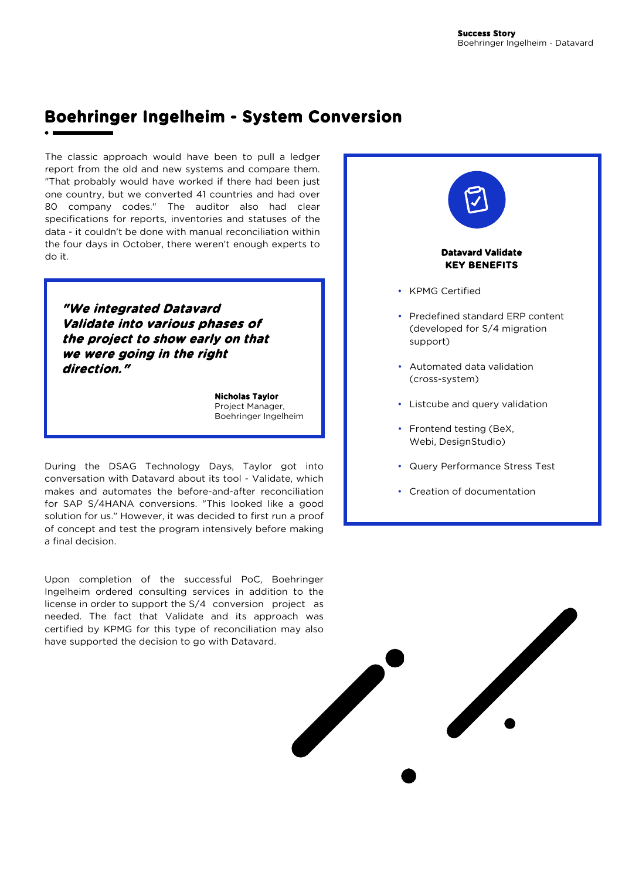# Boehringer Ingelheim - System Conversion

The classic approach would have been to pull a ledger report from the old and new systems and compare them. "That probably would have worked if there had been just one country, but we converted 41 countries and had over 80 company codes." The auditor also had clear specifications for reports, inventories and statuses of the data - it couldn't be done with manual reconciliation within the four days in October, there weren't enough experts to do it.

> ***"We integrated Datavard Validate into various phases of the project to show early on that we were going in the right direction."***
>
> **Nicholas Taylor**
> Project Manager,
> Boehringer Ingelheim

During the DSAG Technology Days, Taylor got into conversation with Datavard about its tool - Validate, which makes and automates the before-and-after reconciliation for SAP S/4HANA conversions. "This looked like a good solution for us." However, it was decided to first run a proof of concept and test the program intensively before making a final decision.

Upon completion of the successful PoC, Boehringer Ingelheim ordered consulting services in addition to the license in order to support the S/4 conversion project as needed. The fact that Validate and its approach was certified by KPMG for this type of reconciliation may also have supported the decision to go with Datavard.

**Datavard Validate**
**KEY BENEFITS**

- KPMG Certified
- Predefined standard ERP content (developed for S/4 migration support)
- Automated data validation (cross-system)
- Listcube and query validation
- Frontend testing (BeX, Webi, DesignStudio)
- Query Performance Stress Test
- Creation of documentation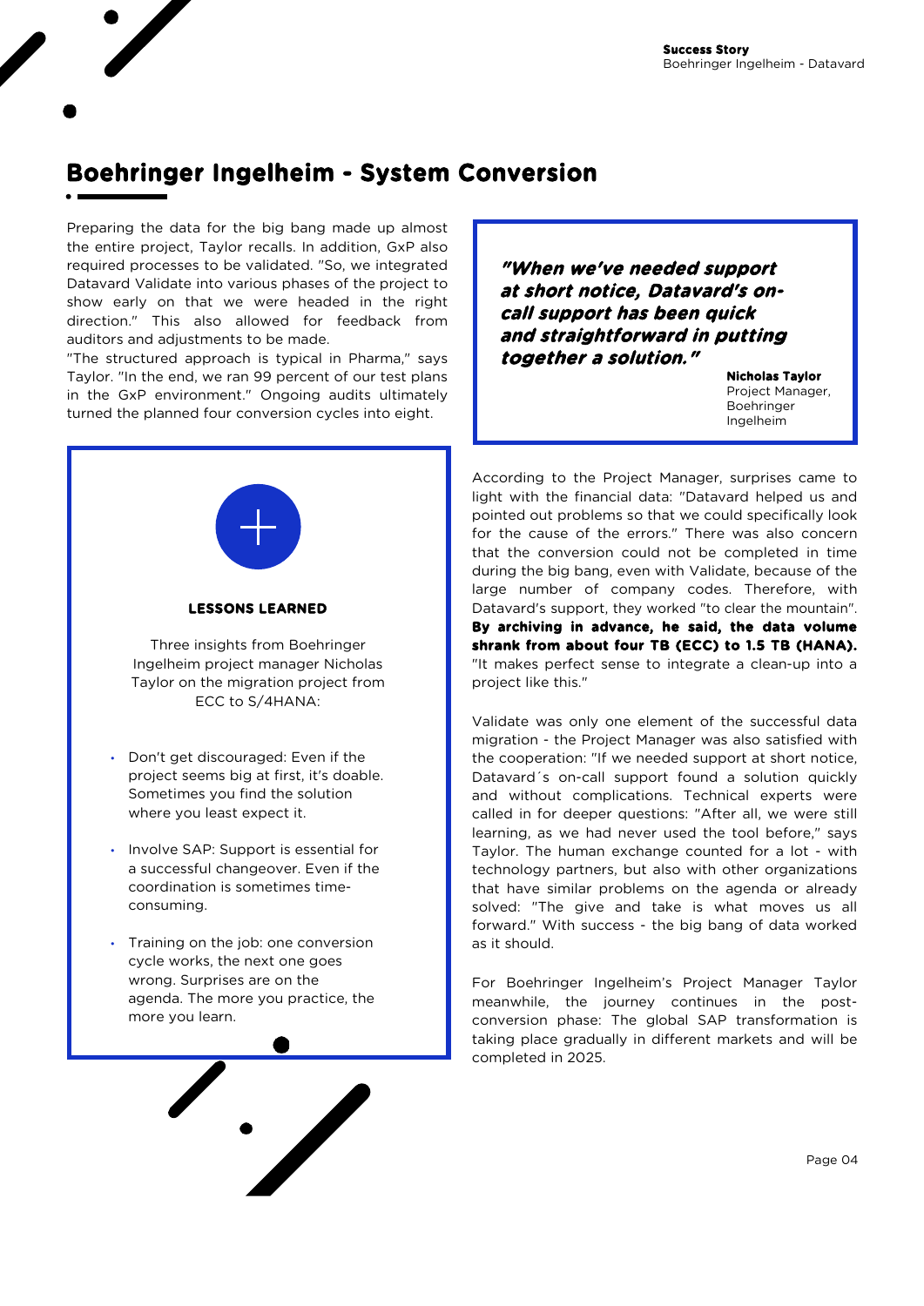# Boehringer Ingelheim - System Conversion

Preparing the data for the big bang made up almost the entire project, Taylor recalls. In addition, GxP also required processes to be validated. "So, we integrated Datavard Validate into various phases of the project to show early on that we were headed in the right direction." This also allowed for feedback from auditors and adjustments to be made.
"The structured approach is typical in Pharma," says Taylor. "In the end, we ran 99 percent of our test plans in the GxP environment." Ongoing audits ultimately turned the planned four conversion cycles into eight.

> ***"When we've needed support at short notice, Datavard's on-call support has been quick and straightforward in putting together a solution."***
>
> **Nicholas Taylor**
> Project Manager, Boehringer Ingelheim

According to the Project Manager, surprises came to light with the financial data: "Datavard helped us and pointed out problems so that we could specifically look for the cause of the errors." There was also concern that the conversion could not be completed in time during the big bang, even with Validate, because of the large number of company codes. Therefore, with Datavard's support, they worked "to clear the mountain". **By archiving in advance, he said, the data volume shrank from about four TB (ECC) to 1.5 TB (HANA).** "It makes perfect sense to integrate a clean-up into a project like this."

Validate was only one element of the successful data migration - the Project Manager was also satisfied with the cooperation: "If we needed support at short notice, Datavard´s on-call support found a solution quickly and without complications. Technical experts were called in for deeper questions: "After all, we were still learning, as we had never used the tool before," says Taylor. The human exchange counted for a lot - with technology partners, but also with other organizations that have similar problems on the agenda or already solved: "The give and take is what moves us all forward." With success - the big bang of data worked as it should.

For Boehringer Ingelheim's Project Manager Taylor meanwhile, the journey continues in the post-conversion phase: The global SAP transformation is taking place gradually in different markets and will be completed in 2025.

**LESSONS LEARNED**

Three insights from Boehringer Ingelheim project manager Nicholas Taylor on the migration project from ECC to S/4HANA:

- Don't get discouraged: Even if the project seems big at first, it's doable. Sometimes you find the solution where you least expect it.
- Involve SAP: Support is essential for a successful changeover. Even if the coordination is sometimes time-consuming.
- Training on the job: one conversion cycle works, the next one goes wrong. Surprises are on the agenda. The more you practice, the more you learn.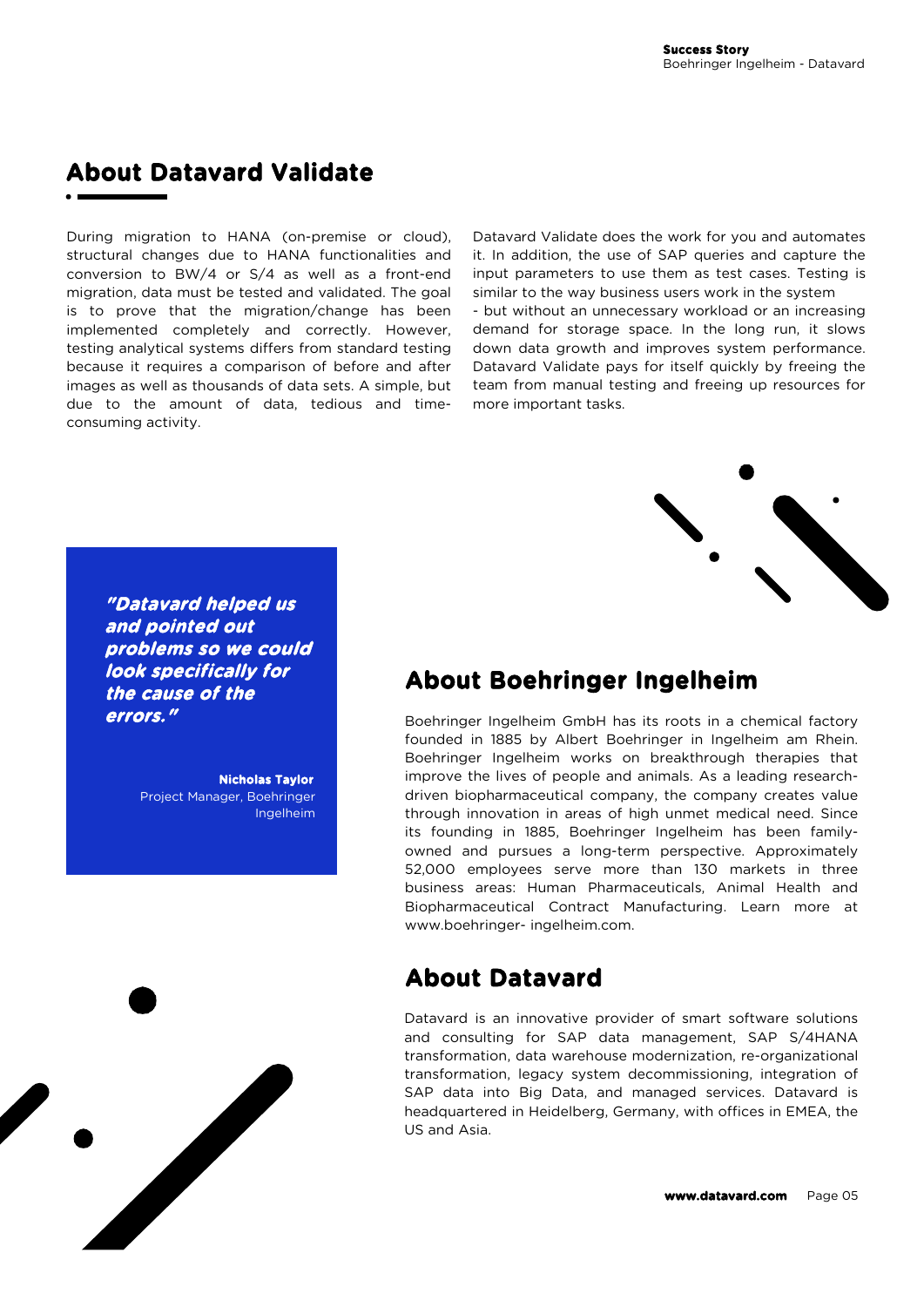## About Datavard Validate

During migration to HANA (on-premise or cloud), structural changes due to HANA functionalities and conversion to BW/4 or S/4 as well as a front-end migration, data must be tested and validated. The goal is to prove that the migration/change has been implemented completely and correctly. However, testing analytical systems differs from standard testing because it requires a comparison of before and after images as well as thousands of data sets. A simple, but due to the amount of data, tedious and time-consuming activity.

Datavard Validate does the work for you and automates it. In addition, the use of SAP queries and capture the input parameters to use them as test cases. Testing is similar to the way business users work in the system - but without an unnecessary workload or an increasing demand for storage space. In the long run, it slows down data growth and improves system performance. Datavard Validate pays for itself quickly by freeing the team from manual testing and freeing up resources for more important tasks.

***"Datavard helped us and pointed out problems so we could look specifically for the cause of the errors."***

**Nicholas Taylor**
Project Manager, Boehringer Ingelheim

## About Boehringer Ingelheim

Boehringer Ingelheim GmbH has its roots in a chemical factory founded in 1885 by Albert Boehringer in Ingelheim am Rhein. Boehringer Ingelheim works on breakthrough therapies that improve the lives of people and animals. As a leading research-driven biopharmaceutical company, the company creates value through innovation in areas of high unmet medical need. Since its founding in 1885, Boehringer Ingelheim has been family-owned and pursues a long-term perspective. Approximately 52,000 employees serve more than 130 markets in three business areas: Human Pharmaceuticals, Animal Health and Biopharmaceutical Contract Manufacturing. Learn more at www.boehringer- ingelheim.com.

## About Datavard

Datavard is an innovative provider of smart software solutions and consulting for SAP data management, SAP S/4HANA transformation, data warehouse modernization, re-organizational transformation, legacy system decommissioning, integration of SAP data into Big Data, and managed services. Datavard is headquartered in Heidelberg, Germany, with offices in EMEA, the US and Asia.